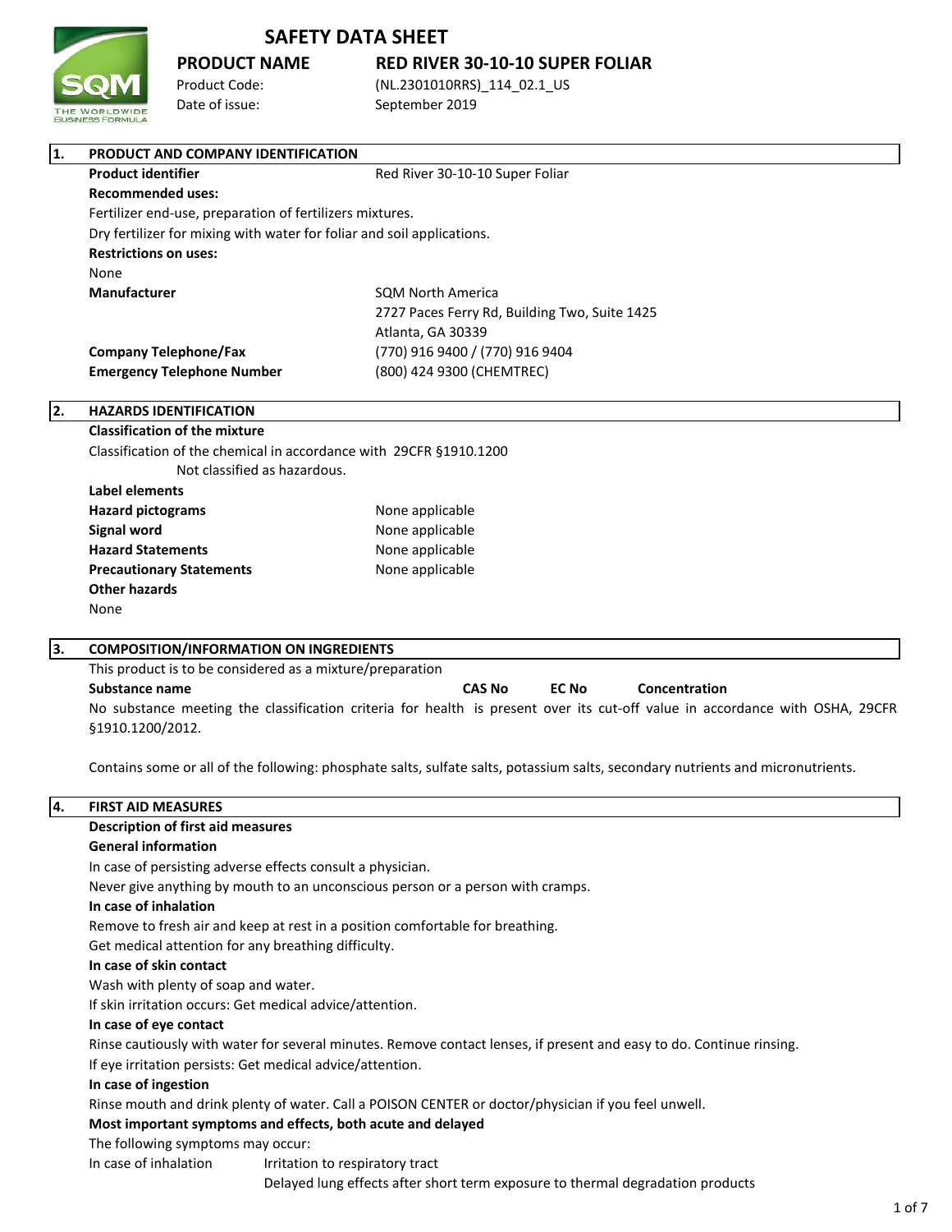# SAFETY DATA SHEET

**PRODUCT NAME** **RED RIVER 30-10-10 SUPER FOLIAR**

Product Code: (NL.2301010RRS)_114_02.1_US

Date of issue: September 2019

## 1. PRODUCT AND COMPANY IDENTIFICATION

**Product identifier** Red River 30-10-10 Super Foliar

**Recommended uses:**

Fertilizer end-use, preparation of fertilizers mixtures.

Dry fertilizer for mixing with water for foliar and soil applications.

**Restrictions on uses:**

None

**Manufacturer**
SQM North America
2727 Paces Ferry Rd, Building Two, Suite 1425
Atlanta, GA 30339

**Company Telephone/Fax** (770) 916 9400 / (770) 916 9404

**Emergency Telephone Number** (800) 424 9300 (CHEMTREC)

## 2. HAZARDS IDENTIFICATION

**Classification of the mixture**

Classification of the chemical in accordance with 29CFR §1910.1200

Not classified as hazardous.

**Label elements**

**Hazard pictograms** None applicable

**Signal word** None applicable

**Hazard Statements** None applicable

**Precautionary Statements** None applicable

**Other hazards**

None

## 3. COMPOSITION/INFORMATION ON INGREDIENTS

This product is to be considered as a mixture/preparation

| Substance name | CAS No | EC No | Concentration |
|---|---|---|---|

No substance meeting the classification criteria for health is present over its cut-off value in accordance with OSHA, 29CFR §1910.1200/2012.

Contains some or all of the following: phosphate salts, sulfate salts, potassium salts, secondary nutrients and micronutrients.

## 4. FIRST AID MEASURES

**Description of first aid measures**

**General information**

In case of persisting adverse effects consult a physician.

Never give anything by mouth to an unconscious person or a person with cramps.

**In case of inhalation**

Remove to fresh air and keep at rest in a position comfortable for breathing.

Get medical attention for any breathing difficulty.

**In case of skin contact**

Wash with plenty of soap and water.

If skin irritation occurs: Get medical advice/attention.

**In case of eye contact**

Rinse cautiously with water for several minutes. Remove contact lenses, if present and easy to do. Continue rinsing.

If eye irritation persists: Get medical advice/attention.

**In case of ingestion**

Rinse mouth and drink plenty of water. Call a POISON CENTER or doctor/physician if you feel unwell.

**Most important symptoms and effects, both acute and delayed**

The following symptoms may occur:

In case of inhalation
Irritation to respiratory tract
Delayed lung effects after short term exposure to thermal degradation products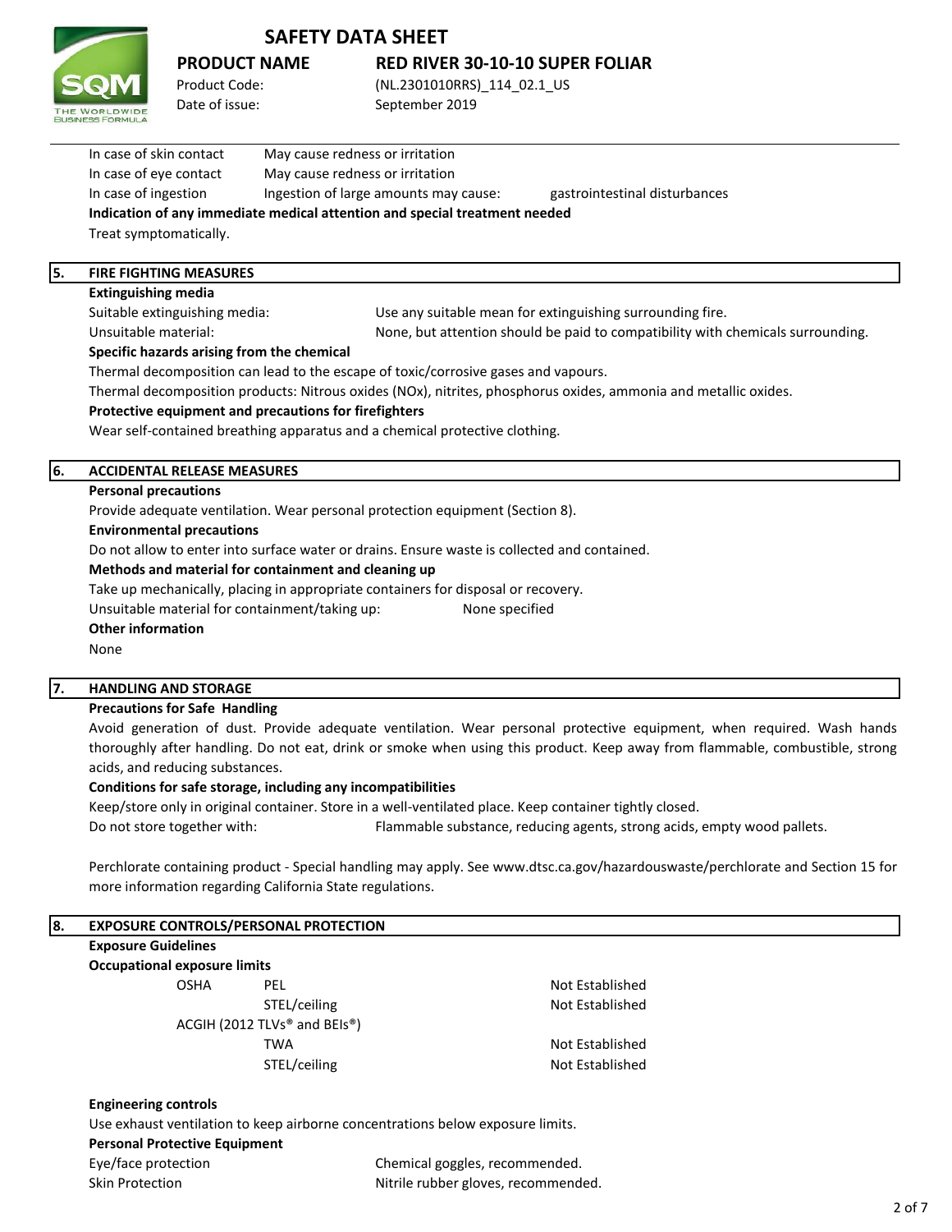| | | |
|---|---|---|
| In case of skin contact | May cause redness or irritation | |
| In case of eye contact | May cause redness or irritation | |
| In case of ingestion | Ingestion of large amounts may cause: | gastrointestinal disturbances |

**Indication of any immediate medical attention and special treatment needed**

Treat symptomatically.

## 5. FIRE FIGHTING MEASURES

**Extinguishing media**

| | |
|---|---|
| Suitable extinguishing media: | Use any suitable mean for extinguishing surrounding fire. |
| Unsuitable material: | None, but attention should be paid to compatibility with chemicals surrounding. |

**Specific hazards arising from the chemical**

Thermal decomposition can lead to the escape of toxic/corrosive gases and vapours.

Thermal decomposition products: Nitrous oxides (NOx), nitrites, phosphorus oxides, ammonia and metallic oxides.

**Protective equipment and precautions for firefighters**

Wear self-contained breathing apparatus and a chemical protective clothing.

## 6. ACCIDENTAL RELEASE MEASURES

**Personal precautions**

Provide adequate ventilation. Wear personal protection equipment (Section 8).

**Environmental precautions**

Do not allow to enter into surface water or drains. Ensure waste is collected and contained.

**Methods and material for containment and cleaning up**

Take up mechanically, placing in appropriate containers for disposal or recovery.

Unsuitable material for containment/taking up: None specified

**Other information**

None

## 7. HANDLING AND STORAGE

**Precautions for Safe Handling**

Avoid generation of dust. Provide adequate ventilation. Wear personal protective equipment, when required. Wash hands thoroughly after handling. Do not eat, drink or smoke when using this product. Keep away from flammable, combustible, strong acids, and reducing substances.

**Conditions for safe storage, including any incompatibilities**

Keep/store only in original container. Store in a well-ventilated place. Keep container tightly closed.

Do not store together with: Flammable substance, reducing agents, strong acids, empty wood pallets.

Perchlorate containing product - Special handling may apply. See www.dtsc.ca.gov/hazardouswaste/perchlorate and Section 15 for more information regarding California State regulations.

## 8. EXPOSURE CONTROLS/PERSONAL PROTECTION

**Exposure Guidelines**

**Occupational exposure limits**

| | | |
|---|---|---|
| OSHA | PEL | Not Established |
| | STEL/ceiling | Not Established |
| ACGIH (2012 TLVs® and BEIs®) | | |
| | TWA | Not Established |
| | STEL/ceiling | Not Established |

**Engineering controls**

Use exhaust ventilation to keep airborne concentrations below exposure limits.

**Personal Protective Equipment**

| | |
|---|---|
| Eye/face protection | Chemical goggles, recommended. |
| Skin Protection | Nitrile rubber gloves, recommended. |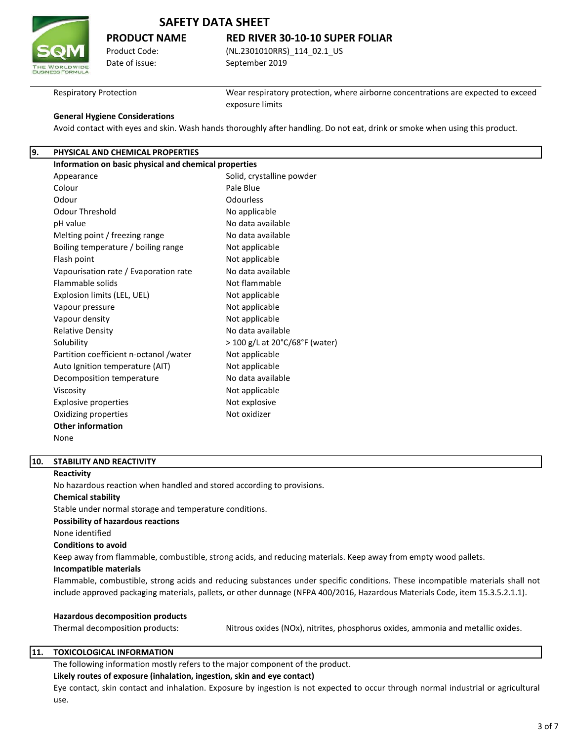| | |
|---|---|
| Respiratory Protection | Wear respiratory protection, where airborne concentrations are expected to exceed exposure limits |

**General Hygiene Considerations**

Avoid contact with eyes and skin. Wash hands thoroughly after handling. Do not eat, drink or smoke when using this product.

## 9. PHYSICAL AND CHEMICAL PROPERTIES

**Information on basic physical and chemical properties**

| | |
|---|---|
| Appearance | Solid, crystalline powder |
| Colour | Pale Blue |
| Odour | Odourless |
| Odour Threshold | No applicable |
| pH value | No data available |
| Melting point / freezing range | No data available |
| Boiling temperature / boiling range | Not applicable |
| Flash point | Not applicable |
| Vapourisation rate / Evaporation rate | No data available |
| Flammable solids | Not flammable |
| Explosion limits (LEL, UEL) | Not applicable |
| Vapour pressure | Not applicable |
| Vapour density | Not applicable |
| Relative Density | No data available |
| Solubility | > 100 g/L at 20°C/68°F (water) |
| Partition coefficient n-octanol /water | Not applicable |
| Auto Ignition temperature (AIT) | Not applicable |
| Decomposition temperature | No data available |
| Viscosity | Not applicable |
| Explosive properties | Not explosive |
| Oxidizing properties | Not oxidizer |

**Other information**

None

## 10. STABILITY AND REACTIVITY

**Reactivity**

No hazardous reaction when handled and stored according to provisions.

**Chemical stability**

Stable under normal storage and temperature conditions.

**Possibility of hazardous reactions**

None identified

**Conditions to avoid**

Keep away from flammable, combustible, strong acids, and reducing materials. Keep away from empty wood pallets.

**Incompatible materials**

Flammable, combustible, strong acids and reducing substances under specific conditions. These incompatible materials shall not include approved packaging materials, pallets, or other dunnage (NFPA 400/2016, Hazardous Materials Code, item 15.3.5.2.1.1).

**Hazardous decomposition products**

| | |
|---|---|
| Thermal decomposition products: | Nitrous oxides (NOx), nitrites, phosphorus oxides, ammonia and metallic oxides. |

## 11. TOXICOLOGICAL INFORMATION

The following information mostly refers to the major component of the product.

**Likely routes of exposure (inhalation, ingestion, skin and eye contact)**

Eye contact, skin contact and inhalation. Exposure by ingestion is not expected to occur through normal industrial or agricultural use.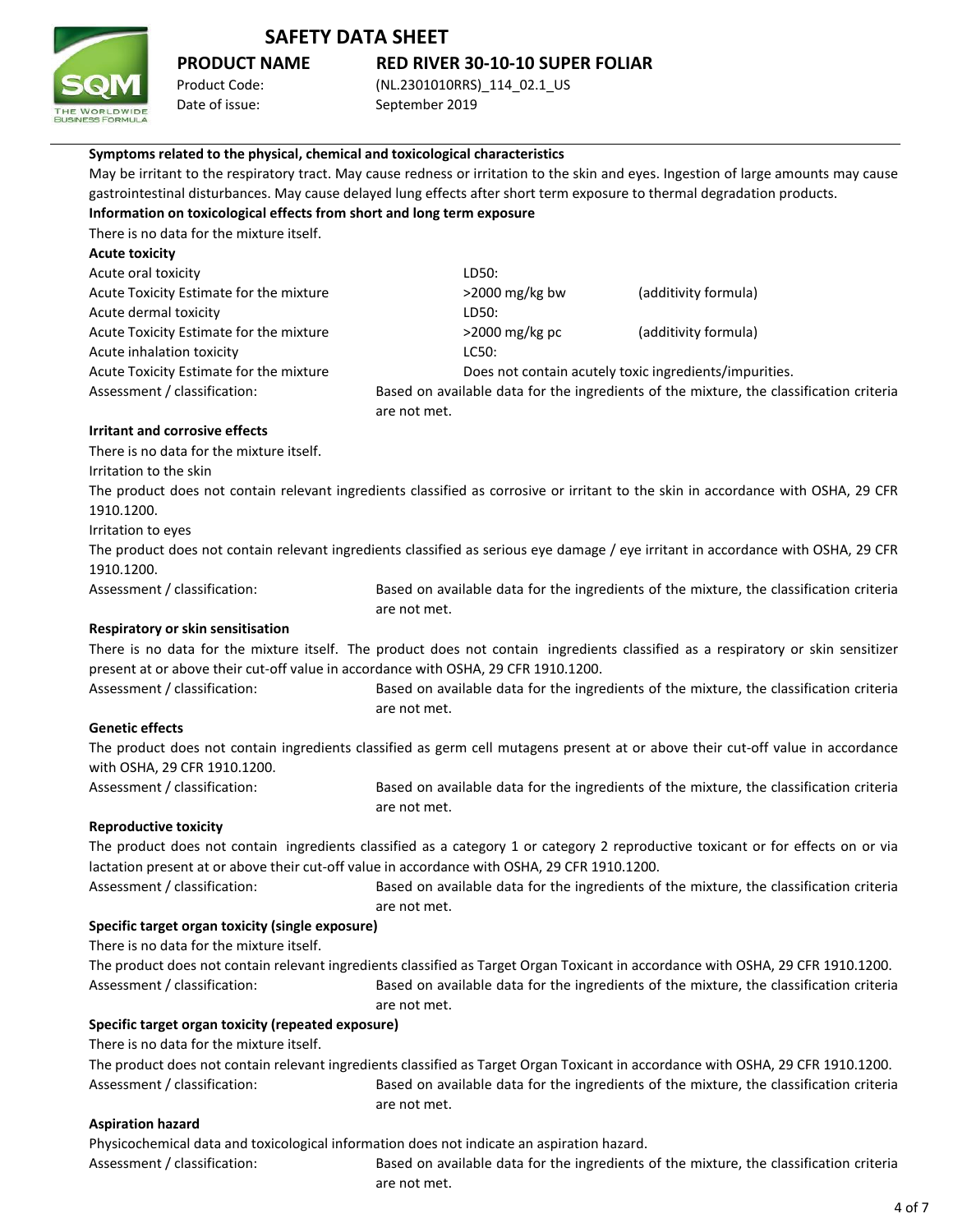**Symptoms related to the physical, chemical and toxicological characteristics**

May be irritant to the respiratory tract. May cause redness or irritation to the skin and eyes. Ingestion of large amounts may cause gastrointestinal disturbances. May cause delayed lung effects after short term exposure to thermal degradation products.

**Information on toxicological effects from short and long term exposure**

There is no data for the mixture itself.

**Acute toxicity**

| | | |
|---|---|---|
| Acute oral toxicity | LD50: | |
| Acute Toxicity Estimate for the mixture | >2000 mg/kg bw | (additivity formula) |
| Acute dermal toxicity | LD50: | |
| Acute Toxicity Estimate for the mixture | >2000 mg/kg pc | (additivity formula) |
| Acute inhalation toxicity | LC50: | |
| Acute Toxicity Estimate for the mixture | Does not contain acutely toxic ingredients/impurities. | |

Assessment / classification: Based on available data for the ingredients of the mixture, the classification criteria are not met.

**Irritant and corrosive effects**

There is no data for the mixture itself.

Irritation to the skin

The product does not contain relevant ingredients classified as corrosive or irritant to the skin in accordance with OSHA, 29 CFR 1910.1200.

Irritation to eyes

The product does not contain relevant ingredients classified as serious eye damage / eye irritant in accordance with OSHA, 29 CFR 1910.1200.

Assessment / classification: Based on available data for the ingredients of the mixture, the classification criteria are not met.

**Respiratory or skin sensitisation**

There is no data for the mixture itself. The product does not contain ingredients classified as a respiratory or skin sensitizer present at or above their cut-off value in accordance with OSHA, 29 CFR 1910.1200.

Assessment / classification: Based on available data for the ingredients of the mixture, the classification criteria are not met.

**Genetic effects**

The product does not contain ingredients classified as germ cell mutagens present at or above their cut-off value in accordance with OSHA, 29 CFR 1910.1200.

Assessment / classification: Based on available data for the ingredients of the mixture, the classification criteria are not met.

**Reproductive toxicity**

The product does not contain ingredients classified as a category 1 or category 2 reproductive toxicant or for effects on or via lactation present at or above their cut-off value in accordance with OSHA, 29 CFR 1910.1200.

Assessment / classification: Based on available data for the ingredients of the mixture, the classification criteria are not met.

**Specific target organ toxicity (single exposure)**

There is no data for the mixture itself.

The product does not contain relevant ingredients classified as Target Organ Toxicant in accordance with OSHA, 29 CFR 1910.1200.

Assessment / classification: Based on available data for the ingredients of the mixture, the classification criteria are not met.

**Specific target organ toxicity (repeated exposure)**

There is no data for the mixture itself.

The product does not contain relevant ingredients classified as Target Organ Toxicant in accordance with OSHA, 29 CFR 1910.1200.

Assessment / classification: Based on available data for the ingredients of the mixture, the classification criteria are not met.

**Aspiration hazard**

Physicochemical data and toxicological information does not indicate an aspiration hazard.

Assessment / classification: Based on available data for the ingredients of the mixture, the classification criteria are not met.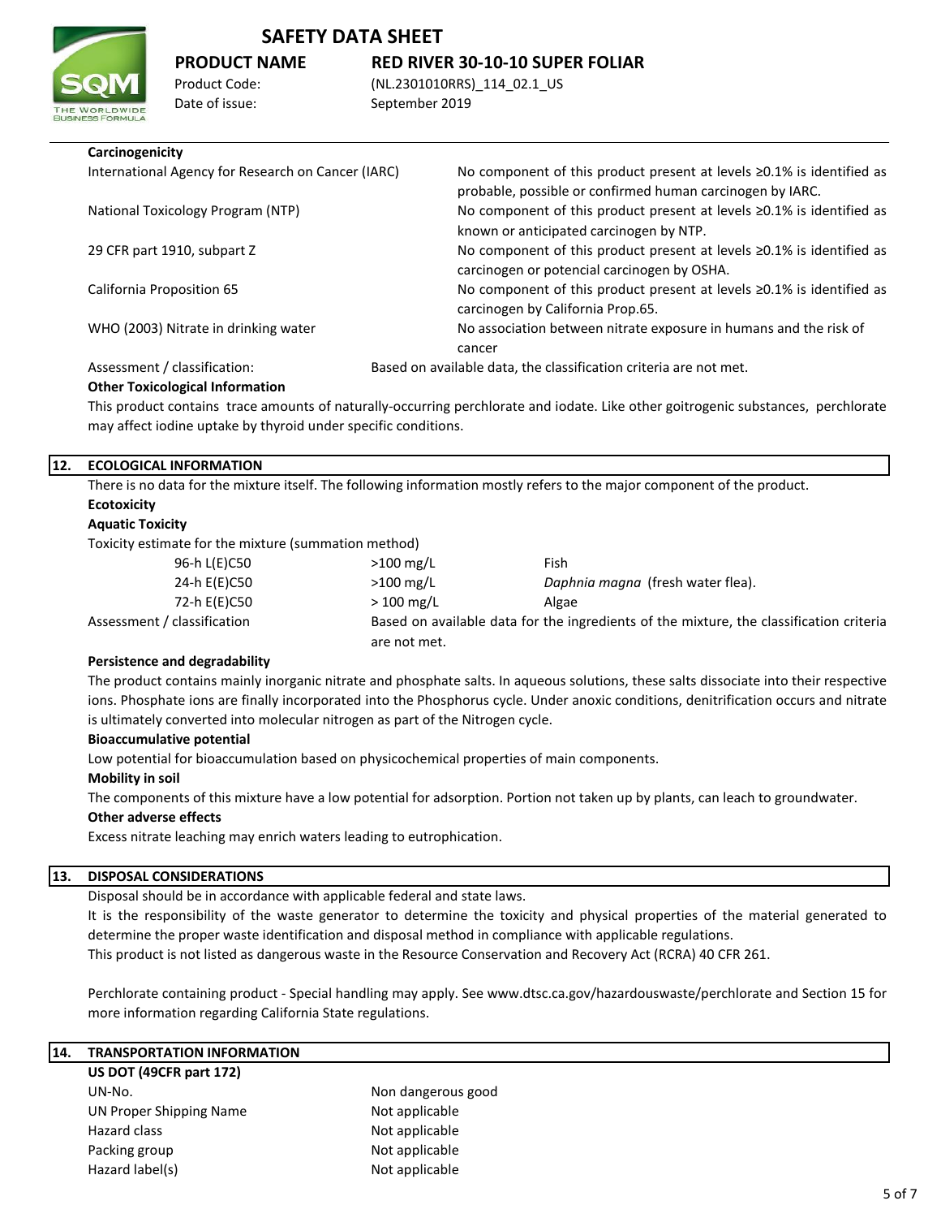**Carcinogenicity**

| | |
|---|---|
| International Agency for Research on Cancer (IARC) | No component of this product present at levels ≥0.1% is identified as probable, possible or confirmed human carcinogen by IARC. |
| National Toxicology Program (NTP) | No component of this product present at levels ≥0.1% is identified as known or anticipated carcinogen by NTP. |
| 29 CFR part 1910, subpart Z | No component of this product present at levels ≥0.1% is identified as carcinogen or potencial carcinogen by OSHA. |
| California Proposition 65 | No component of this product present at levels ≥0.1% is identified as carcinogen by California Prop.65. |
| WHO (2003) Nitrate in drinking water | No association between nitrate exposure in humans and the risk of cancer |
| Assessment / classification: | Based on available data, the classification criteria are not met. |

**Other Toxicological Information**

This product contains trace amounts of naturally-occurring perchlorate and iodate. Like other goitrogenic substances, perchlorate may affect iodine uptake by thyroid under specific conditions.

## 12. ECOLOGICAL INFORMATION

There is no data for the mixture itself. The following information mostly refers to the major component of the product.

**Ecotoxicity**

**Aquatic Toxicity**

Toxicity estimate for the mixture (summation method)

| | | |
|---|---|---|
| 96-h L(E)C50 | >100 mg/L | Fish |
| 24-h E(E)C50 | >100 mg/L | *Daphnia magna* (fresh water flea). |
| 72-h E(E)C50 | > 100 mg/L | Algae |

Assessment / classification: Based on available data for the ingredients of the mixture, the classification criteria are not met.

**Persistence and degradability**

The product contains mainly inorganic nitrate and phosphate salts. In aqueous solutions, these salts dissociate into their respective ions. Phosphate ions are finally incorporated into the Phosphorus cycle. Under anoxic conditions, denitrification occurs and nitrate is ultimately converted into molecular nitrogen as part of the Nitrogen cycle.

**Bioaccumulative potential**

Low potential for bioaccumulation based on physicochemical properties of main components.

**Mobility in soil**

The components of this mixture have a low potential for adsorption. Portion not taken up by plants, can leach to groundwater.

**Other adverse effects**

Excess nitrate leaching may enrich waters leading to eutrophication.

## 13. DISPOSAL CONSIDERATIONS

Disposal should be in accordance with applicable federal and state laws.

It is the responsibility of the waste generator to determine the toxicity and physical properties of the material generated to determine the proper waste identification and disposal method in compliance with applicable regulations.

This product is not listed as dangerous waste in the Resource Conservation and Recovery Act (RCRA) 40 CFR 261.

Perchlorate containing product - Special handling may apply. See www.dtsc.ca.gov/hazardouswaste/perchlorate and Section 15 for more information regarding California State regulations.

## 14. TRANSPORTATION INFORMATION

**US DOT (49CFR part 172)**

| | |
|---|---|
| UN-No. | Non dangerous good |
| UN Proper Shipping Name | Not applicable |
| Hazard class | Not applicable |
| Packing group | Not applicable |
| Hazard label(s) | Not applicable |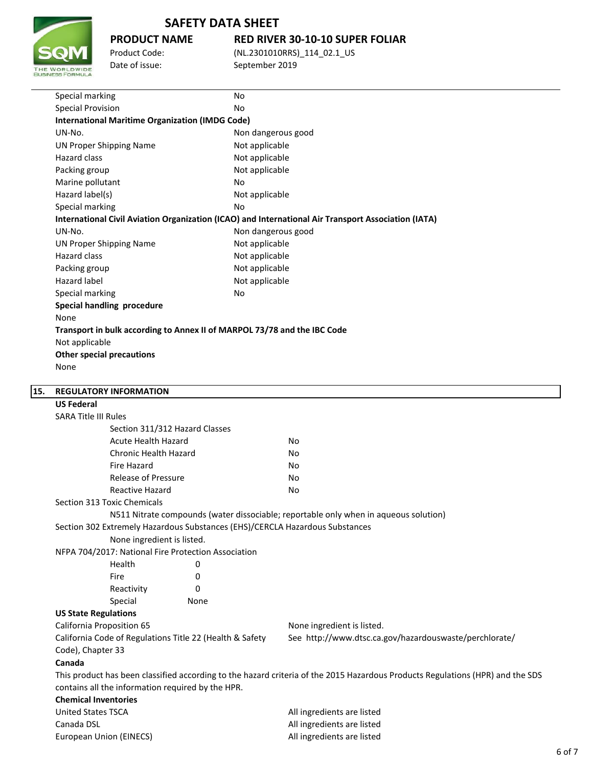| | |
|---|---|
| Special marking | No |
| Special Provision | No |

**International Maritime Organization (IMDG Code)**

| | |
|---|---|
| UN-No. | Non dangerous good |
| UN Proper Shipping Name | Not applicable |
| Hazard class | Not applicable |
| Packing group | Not applicable |
| Marine pollutant | No |
| Hazard label(s) | Not applicable |
| Special marking | No |

**International Civil Aviation Organization (ICAO) and International Air Transport Association (IATA)**

| | |
|---|---|
| UN-No. | Non dangerous good |
| UN Proper Shipping Name | Not applicable |
| Hazard class | Not applicable |
| Packing group | Not applicable |
| Hazard label | Not applicable |
| Special marking | No |

**Special handling procedure**

None

**Transport in bulk according to Annex II of MARPOL 73/78 and the IBC Code**

Not applicable

**Other special precautions**

None

## 15. REGULATORY INFORMATION

**US Federal**

SARA Title III Rules

Section 311/312 Hazard Classes

| | |
|---|---|
| Acute Health Hazard | No |
| Chronic Health Hazard | No |
| Fire Hazard | No |
| Release of Pressure | No |
| Reactive Hazard | No |

Section 313 Toxic Chemicals

N511 Nitrate compounds (water dissociable; reportable only when in aqueous solution)

Section 302 Extremely Hazardous Substances (EHS)/CERCLA Hazardous Substances

None ingredient is listed.

NFPA 704/2017: National Fire Protection Association

| | |
|---|---|
| Health | 0 |
| Fire | 0 |
| Reactivity | 0 |
| Special | None |

**US State Regulations**

| | |
|---|---|
| California Proposition 65 | None ingredient is listed. |
| California Code of Regulations Title 22 (Health & Safety Code), Chapter 33 | See http://www.dtsc.ca.gov/hazardouswaste/perchlorate/ |

**Canada**

This product has been classified according to the hazard criteria of the 2015 Hazardous Products Regulations (HPR) and the SDS contains all the information required by the HPR.

**Chemical Inventories**

| | |
|---|---|
| United States TSCA | All ingredients are listed |
| Canada DSL | All ingredients are listed |
| European Union (EINECS) | All ingredients are listed |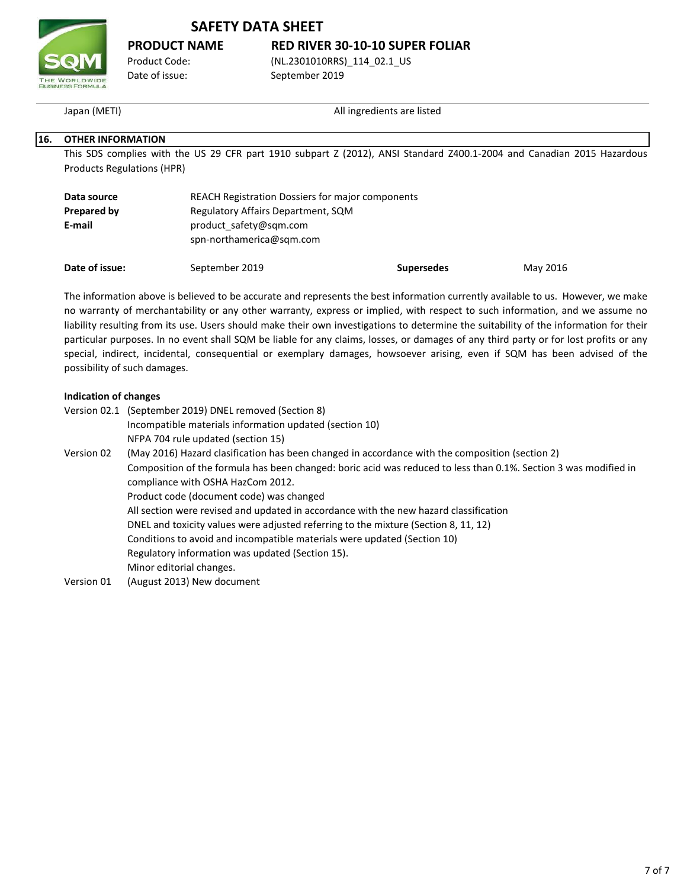| | |
|---|---|
| Japan (METI) | All ingredients are listed |

## 16. OTHER INFORMATION

This SDS complies with the US 29 CFR part 1910 subpart Z (2012), ANSI Standard Z400.1-2004 and Canadian 2015 Hazardous Products Regulations (HPR)

| | |
|---|---|
| **Data source** | REACH Registration Dossiers for major components |
| **Prepared by** | Regulatory Affairs Department, SQM |
| **E-mail** | product_safety@sqm.com<br>spn-northamerica@sqm.com |

| | | | |
|---|---|---|---|
| **Date of issue:** | September 2019 | **Supersedes** | May 2016 |

The information above is believed to be accurate and represents the best information currently available to us. However, we make no warranty of merchantability or any other warranty, express or implied, with respect to such information, and we assume no liability resulting from its use. Users should make their own investigations to determine the suitability of the information for their particular purposes. In no event shall SQM be liable for any claims, losses, or damages of any third party or for lost profits or any special, indirect, incidental, consequential or exemplary damages, howsoever arising, even if SQM has been advised of the possibility of such damages.

**Indication of changes**

| | |
|---|---|
| Version 02.1 | (September 2019) DNEL removed (Section 8)<br>Incompatible materials information updated (section 10)<br>NFPA 704 rule updated (section 15) |
| Version 02 | (May 2016) Hazard clasification has been changed in accordance with the composition (section 2)<br>Composition of the formula has been changed: boric acid was reduced to less than 0.1%. Section 3 was modified in compliance with OSHA HazCom 2012.<br>Product code (document code) was changed<br>All section were revised and updated in accordance with the new hazard classification<br>DNEL and toxicity values were adjusted referring to the mixture (Section 8, 11, 12)<br>Conditions to avoid and incompatible materials were updated (Section 10)<br>Regulatory information was updated (Section 15).<br>Minor editorial changes. |
| Version 01 | (August 2013) New document |